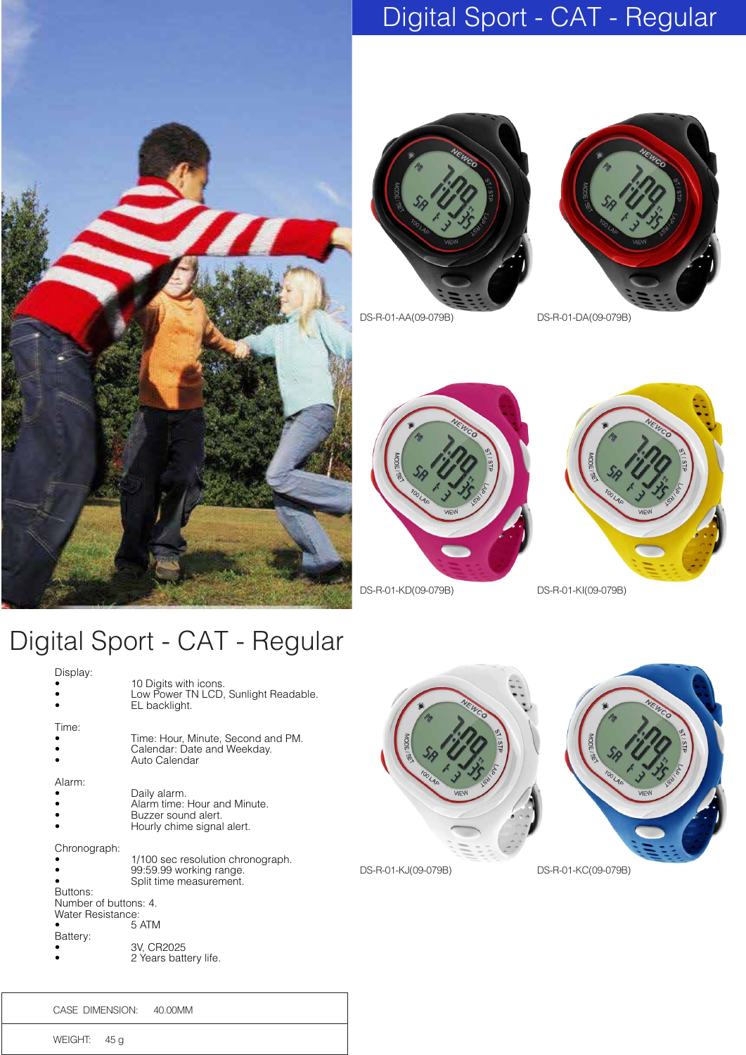# Digital Sport - CAT - Regular

DS-R-01-AA(09-079B)

DS-R-01-DA(09-079B)

DS-R-01-KD(09-079B)

DS-R-01-KI(09-079B)

## Digital Sport - CAT - Regular

Display:

- 10 Digits with icons.
- Low Power TN LCD, Sunlight Readable.
- EL backlight.

Time:

- Time: Hour, Minute, Second and PM.
- Calendar: Date and Weekday.
- Auto Calendar

Alarm:

- Daily alarm.
- Alarm time: Hour and Minute.
- Buzzer sound alert.
- Hourly chime signal alert.

Chronograph:

- 1/100 sec resolution chronograph.
- 99:59.99 working range.
- Split time measurement.

Buttons:
Number of buttons: 4.
Water Resistance:

- 5 ATM

Battery:

- 3V, CR2025
- 2 Years battery life.

| CASE DIMENSION: | 40.00MM |
|---|---|
| WEIGHT: | 45 g |

DS-R-01-KJ(09-079B)

DS-R-01-KC(09-079B)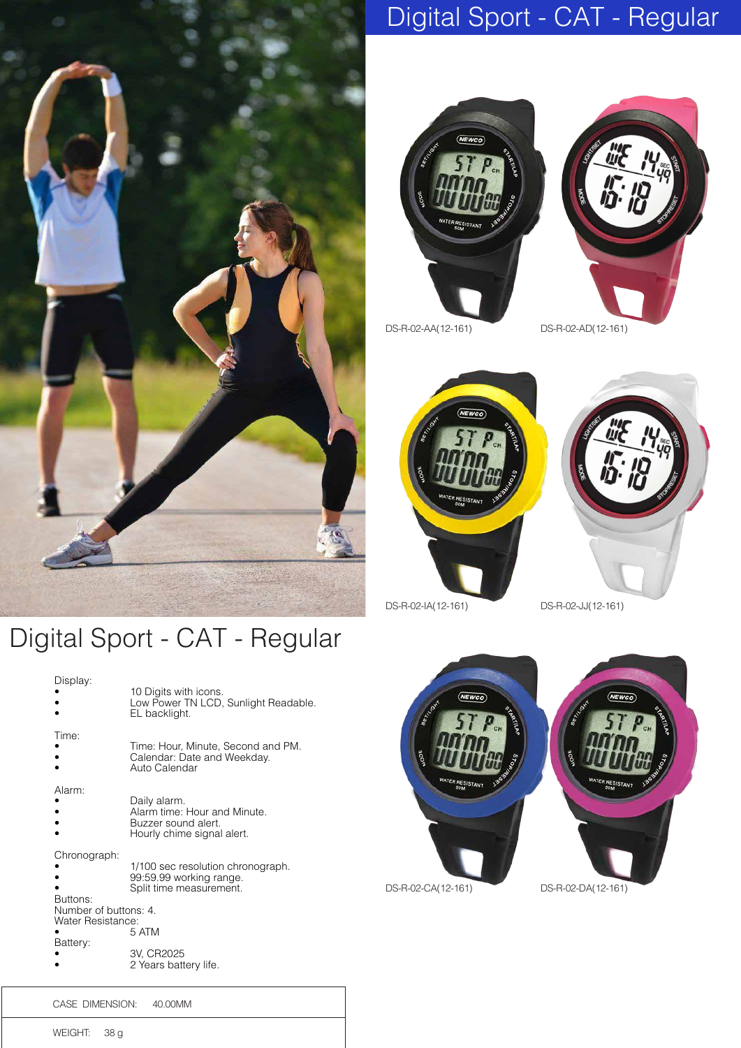# Digital Sport - CAT - Regular

DS-R-02-AA(12-161)

DS-R-02-AD(12-161)

DS-R-02-IA(12-161)

DS-R-02-JJ(12-161)

DS-R-02-CA(12-161)

DS-R-02-DA(12-161)

## Digital Sport - CAT - Regular

Display:

- 10 Digits with icons.
- Low Power TN LCD, Sunlight Readable.
- EL backlight.

Time:

- Time: Hour, Minute, Second and PM.
- Calendar: Date and Weekday.
- Auto Calendar

Alarm:

- Daily alarm.
- Alarm time: Hour and Minute.
- Buzzer sound alert.
- Hourly chime signal alert.

Chronograph:

- 1/100 sec resolution chronograph.
- 99:59.99 working range.
- Split time measurement.

Buttons:
Number of buttons: 4.
Water Resistance:

- 5 ATM

Battery:

- 3V, CR2025
- 2 Years battery life.

| CASE DIMENSION: | 40.00MM |
|---|---|
| WEIGHT: | 38 g |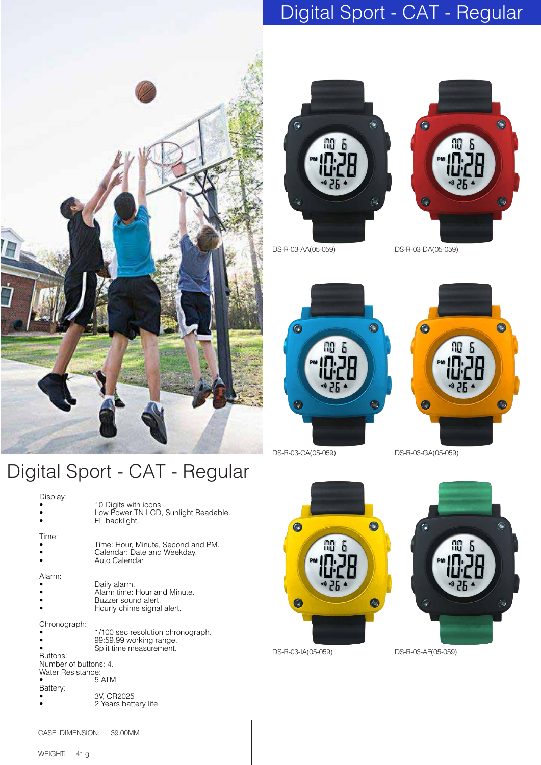# Digital Sport - CAT - Regular

DS-R-03-AA(05-059)

DS-R-03-DA(05-059)

DS-R-03-CA(05-059)

DS-R-03-GA(05-059)

DS-R-03-IA(05-059)

DS-R-03-AF(05-059)

## Digital Sport - CAT - Regular

Display:

- 10 Digits with icons.
- Low Power TN LCD, Sunlight Readable.
- EL backlight.

Time:

- Time: Hour, Minute, Second and PM.
- Calendar: Date and Weekday.
- Auto Calendar

Alarm:

- Daily alarm.
- Alarm time: Hour and Minute.
- Buzzer sound alert.
- Hourly chime signal alert.

Chronograph:

- 1/100 sec resolution chronograph.
- 99:59.99 working range.
- Split time measurement.

Buttons:
Number of buttons: 4.

Water Resistance:

- 5 ATM

Battery:

- 3V, CR2025
- 2 Years battery life.

| | |
|---|---|
| CASE DIMENSION: | 39.00MM |
| WEIGHT: | 41 g |